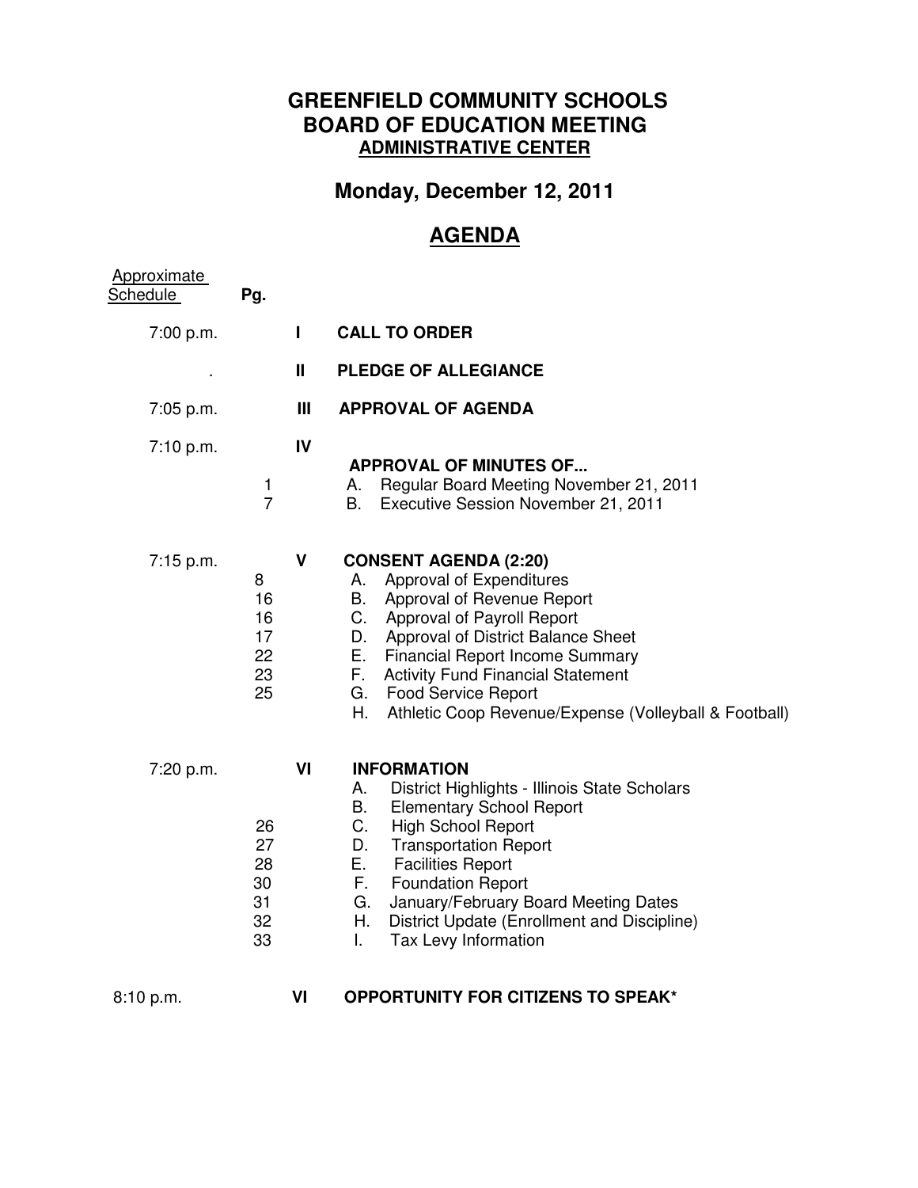# GREENFIELD COMMUNITY SCHOOLS
# BOARD OF EDUCATION MEETING
## ADMINISTRATIVE CENTER

## Monday, December 12, 2011

## AGENDA

| Approximate Schedule | Pg. | | |
|---|---|---|---|
| 7:00 p.m. | | I | **CALL TO ORDER** |
| . | | II | **PLEDGE OF ALLEGIANCE** |
| 7:05 p.m. | | III | **APPROVAL OF AGENDA** |
| 7:10 p.m. | | IV | **APPROVAL OF MINUTES OF...** |
| | 1 | | A. Regular Board Meeting November 21, 2011 |
| | 7 | | B. Executive Session November 21, 2011 |
| 7:15 p.m. | | V | **CONSENT AGENDA (2:20)** |
| | 8 | | A. Approval of Expenditures |
| | 16 | | B. Approval of Revenue Report |
| | 16 | | C. Approval of Payroll Report |
| | 17 | | D. Approval of District Balance Sheet |
| | 22 | | E. Financial Report Income Summary |
| | 23 | | F. Activity Fund Financial Statement |
| | 25 | | G. Food Service Report |
| | | | H. Athletic Coop Revenue/Expense (Volleyball & Football) |
| 7:20 p.m. | | VI | **INFORMATION** |
| | | | A. District Highlights - Illinois State Scholars |
| | | | B. Elementary School Report |
| | 26 | | C. High School Report |
| | 27 | | D. Transportation Report |
| | 28 | | E. Facilities Report |
| | 30 | | F. Foundation Report |
| | 31 | | G. January/February Board Meeting Dates |
| | 32 | | H. District Update (Enrollment and Discipline) |
| | 33 | | I. Tax Levy Information |
| 8:10 p.m. | | VI | **OPPORTUNITY FOR CITIZENS TO SPEAK*** |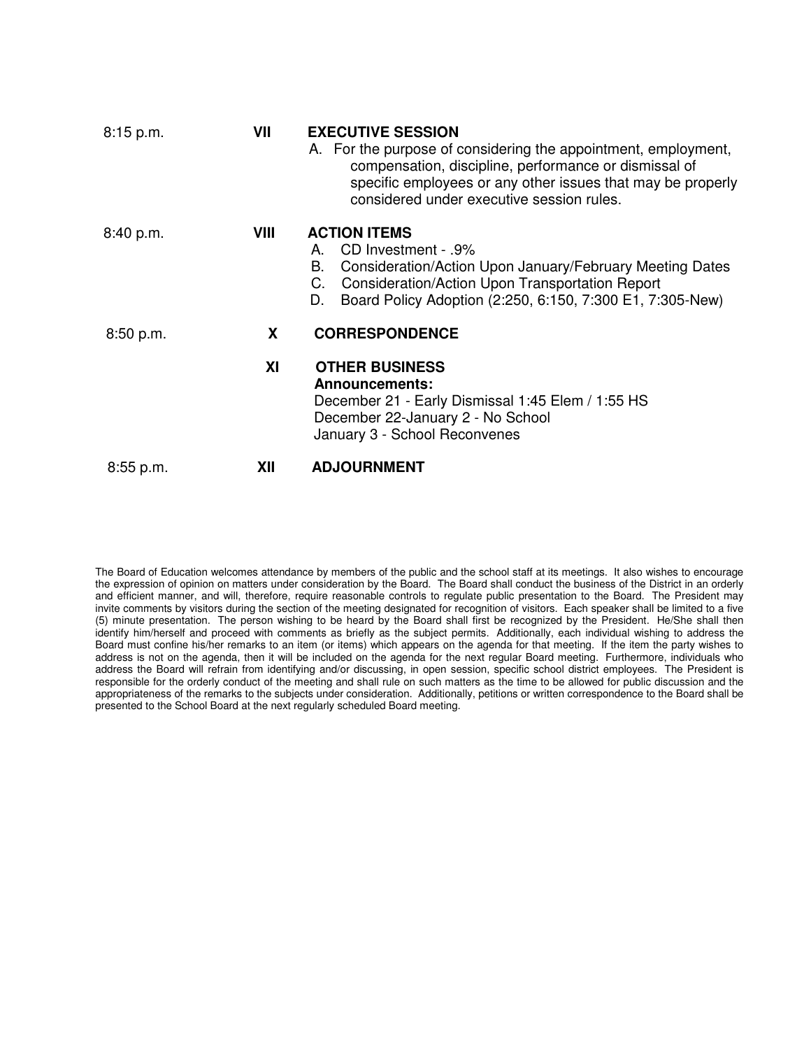8:15 p.m. **VII** **EXECUTIVE SESSION**

A. For the purpose of considering the appointment, employment, compensation, discipline, performance or dismissal of specific employees or any other issues that may be properly considered under executive session rules.

8:40 p.m. **VIII** **ACTION ITEMS**

A. CD Investment - .9%
B. Consideration/Action Upon January/February Meeting Dates
C. Consideration/Action Upon Transportation Report
D. Board Policy Adoption (2:250, 6:150, 7:300 E1, 7:305-New)

8:50 p.m. **X** **CORRESPONDENCE**

**XI** **OTHER BUSINESS**

**Announcements:**

December 21 - Early Dismissal 1:45 Elem / 1:55 HS
December 22-January 2 - No School
January 3 - School Reconvenes

8:55 p.m. **XII** **ADJOURNMENT**

The Board of Education welcomes attendance by members of the public and the school staff at its meetings. It also wishes to encourage the expression of opinion on matters under consideration by the Board. The Board shall conduct the business of the District in an orderly and efficient manner, and will, therefore, require reasonable controls to regulate public presentation to the Board. The President may invite comments by visitors during the section of the meeting designated for recognition of visitors. Each speaker shall be limited to a five (5) minute presentation. The person wishing to be heard by the Board shall first be recognized by the President. He/She shall then identify him/herself and proceed with comments as briefly as the subject permits. Additionally, each individual wishing to address the Board must confine his/her remarks to an item (or items) which appears on the agenda for that meeting. If the item the party wishes to address is not on the agenda, then it will be included on the agenda for the next regular Board meeting. Furthermore, individuals who address the Board will refrain from identifying and/or discussing, in open session, specific school district employees. The President is responsible for the orderly conduct of the meeting and shall rule on such matters as the time to be allowed for public discussion and the appropriateness of the remarks to the subjects under consideration. Additionally, petitions or written correspondence to the Board shall be presented to the School Board at the next regularly scheduled Board meeting.